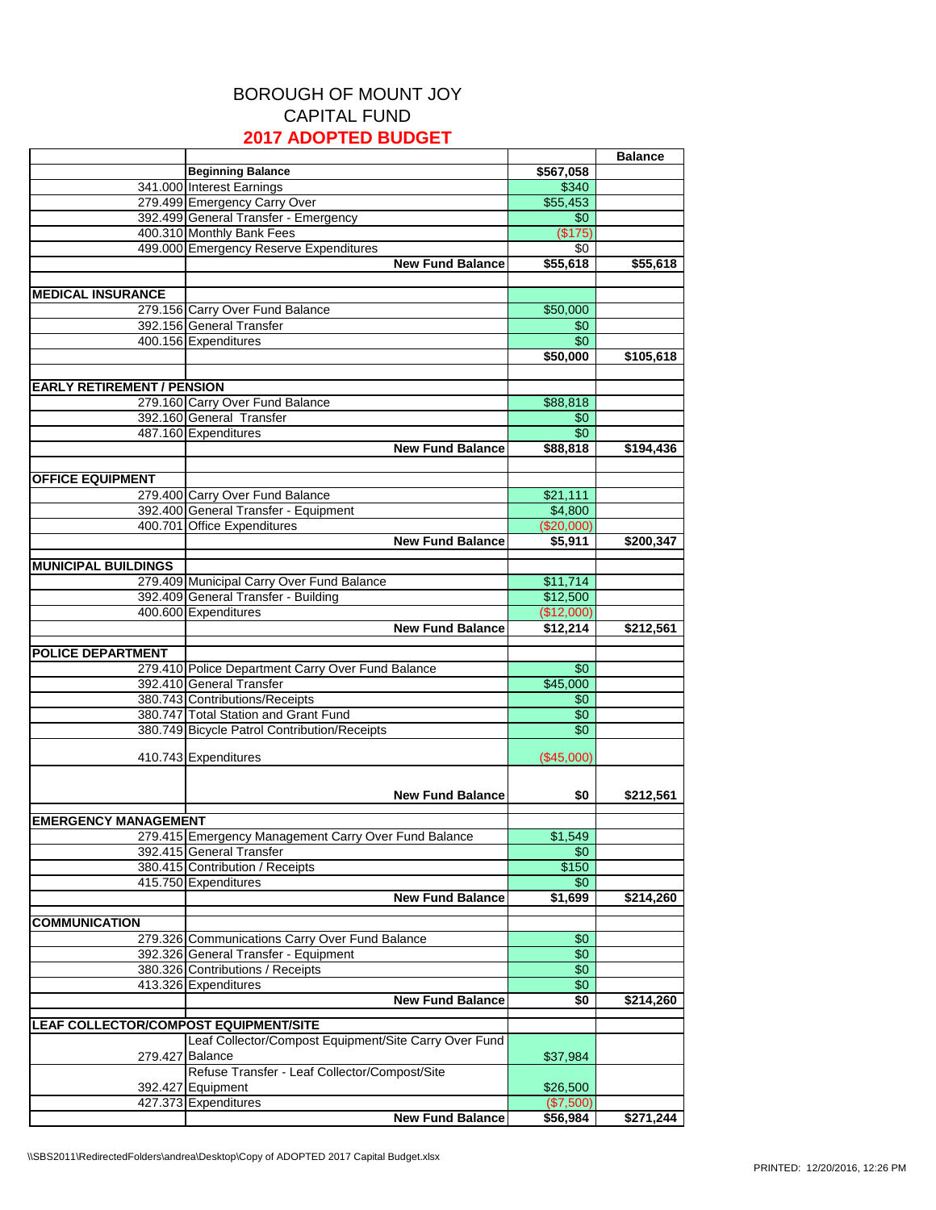# BOROUGH OF MOUNT JOY
## CAPITAL FUND
## 2017 ADOPTED BUDGET

| | | | Balance |
|---|---|---|---|
| | **Beginning Balance** | **$567,058** | |
| 341.000 | Interest Earnings | $340 | |
| 279.499 | Emergency Carry Over | $55,453 | |
| 392.499 | General Transfer - Emergency | $0 | |
| 400.310 | Monthly Bank Fees | ($175) | |
| 499.000 | Emergency Reserve Expenditures | $0 | |
| | **New Fund Balance** | **$55,618** | **$55,618** |
| | | | |
| **MEDICAL INSURANCE** | | | |
| 279.156 | Carry Over Fund Balance | $50,000 | |
| 392.156 | General Transfer | $0 | |
| 400.156 | Expenditures | $0 | |
| | | **$50,000** | **$105,618** |
| | | | |
| **EARLY RETIREMENT / PENSION** | | | |
| 279.160 | Carry Over Fund Balance | $88,818 | |
| 392.160 | General Transfer | $0 | |
| 487.160 | Expenditures | $0 | |
| | **New Fund Balance** | **$88,818** | **$194,436** |
| | | | |
| **OFFICE EQUIPMENT** | | | |
| 279.400 | Carry Over Fund Balance | $21,111 | |
| 392.400 | General Transfer - Equipment | $4,800 | |
| 400.701 | Office Expenditures | ($20,000) | |
| | **New Fund Balance** | **$5,911** | **$200,347** |
| | | | |
| **MUNICIPAL BUILDINGS** | | | |
| 279.409 | Municipal Carry Over Fund Balance | $11,714 | |
| 392.409 | General Transfer - Building | $12,500 | |
| 400.600 | Expenditures | ($12,000) | |
| | **New Fund Balance** | **$12,214** | **$212,561** |
| | | | |
| **POLICE DEPARTMENT** | | | |
| 279.410 | Police Department Carry Over Fund Balance | $0 | |
| 392.410 | General Transfer | $45,000 | |
| 380.743 | Contributions/Receipts | $0 | |
| 380.747 | Total Station and Grant Fund | $0 | |
| 380.749 | Bicycle Patrol Contribution/Receipts | $0 | |
| 410.743 | Expenditures | ($45,000) | |
| | **New Fund Balance** | **$0** | **$212,561** |
| | | | |
| **EMERGENCY MANAGEMENT** | | | |
| 279.415 | Emergency Management Carry Over Fund Balance | $1,549 | |
| 392.415 | General Transfer | $0 | |
| 380.415 | Contribution / Receipts | $150 | |
| 415.750 | Expenditures | $0 | |
| | **New Fund Balance** | **$1,699** | **$214,260** |
| | | | |
| **COMMUNICATION** | | | |
| 279.326 | Communications Carry Over Fund Balance | $0 | |
| 392.326 | General Transfer - Equipment | $0 | |
| 380.326 | Contributions / Receipts | $0 | |
| 413.326 | Expenditures | $0 | |
| | **New Fund Balance** | **$0** | **$214,260** |
| | | | |
| **LEAF COLLECTOR/COMPOST EQUIPMENT/SITE** | | | |
| 279.427 | Leaf Collector/Compost Equipment/Site Carry Over Fund Balance | $37,984 | |
| 392.427 | Refuse Transfer - Leaf Collector/Compost/Site Equipment | $26,500 | |
| 427.373 | Expenditures | ($7,500) | |
| | **New Fund Balance** | **$56,984** | **$271,244** |

\\SBS2011\RedirectedFolders\andrea\Desktop\Copy of ADOPTED 2017 Capital Budget.xlsx

PRINTED: 12/20/2016, 12:26 PM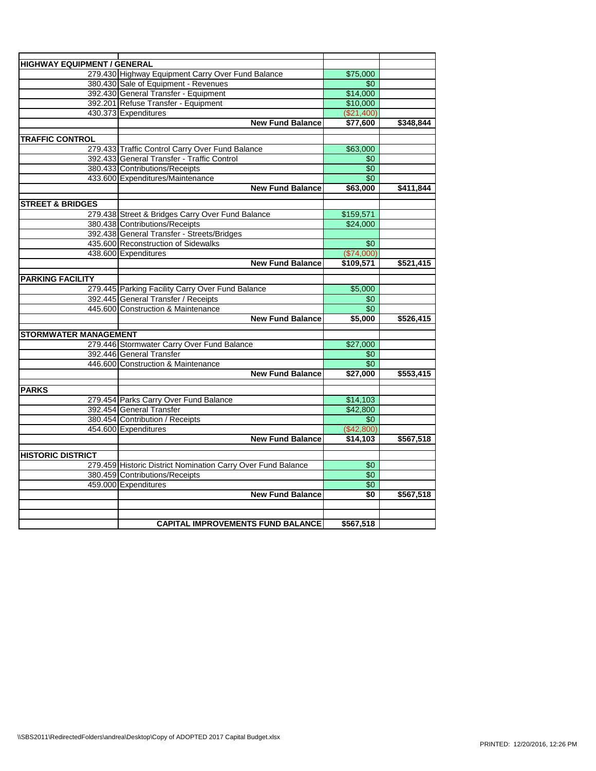| | | | |
|---|---|---|---|
| **HIGHWAY EQUIPMENT / GENERAL** | | | |
| 279.430 | Highway Equipment Carry Over Fund Balance | $75,000 | |
| 380.430 | Sale of Equipment - Revenues | $0 | |
| 392.430 | General Transfer - Equipment | $14,000 | |
| 392.201 | Refuse Transfer - Equipment | $10,000 | |
| 430.373 | Expenditures | ($21,400) | |
| | **New Fund Balance** | **$77,600** | **$348,844** |
| **TRAFFIC CONTROL** | | | |
| 279.433 | Traffic Control Carry Over Fund Balance | $63,000 | |
| 392.433 | General Transfer - Traffic Control | $0 | |
| 380.433 | Contributions/Receipts | $0 | |
| 433.600 | Expenditures/Maintenance | $0 | |
| | **New Fund Balance** | **$63,000** | **$411,844** |
| **STREET & BRIDGES** | | | |
| 279.438 | Street & Bridges Carry Over Fund Balance | $159,571 | |
| 380.438 | Contributions/Receipts | $24,000 | |
| 392.438 | General Transfer - Streets/Bridges | | |
| 435.600 | Reconstruction of Sidewalks | $0 | |
| 438.600 | Expenditures | ($74,000) | |
| | **New Fund Balance** | **$109,571** | **$521,415** |
| **PARKING FACILITY** | | | |
| 279.445 | Parking Facility Carry Over Fund Balance | $5,000 | |
| 392.445 | General Transfer / Receipts | $0 | |
| 445.600 | Construction & Maintenance | $0 | |
| | **New Fund Balance** | **$5,000** | **$526,415** |
| **STORMWATER MANAGEMENT** | | | |
| 279.446 | Stormwater Carry Over Fund Balance | $27,000 | |
| 392.446 | General Transfer | $0 | |
| 446.600 | Construction & Maintenance | $0 | |
| | **New Fund Balance** | **$27,000** | **$553,415** |
| **PARKS** | | | |
| 279.454 | Parks Carry Over Fund Balance | $14,103 | |
| 392.454 | General Transfer | $42,800 | |
| 380.454 | Contribution / Receipts | $0 | |
| 454.600 | Expenditures | ($42,800) | |
| | **New Fund Balance** | **$14,103** | **$567,518** |
| **HISTORIC DISTRICT** | | | |
| 279.459 | Historic District Nomination Carry Over Fund Balance | $0 | |
| 380.459 | Contributions/Receipts | $0 | |
| 459.000 | Expenditures | $0 | |
| | **New Fund Balance** | **$0** | **$567,518** |
| | | | |
| | **CAPITAL IMPROVEMENTS FUND BALANCE** | **$567,518** | |

\\SBS2011\RedirectedFolders\andrea\Desktop\Copy of ADOPTED 2017 Capital Budget.xlsx

PRINTED: 12/20/2016, 12:26 PM